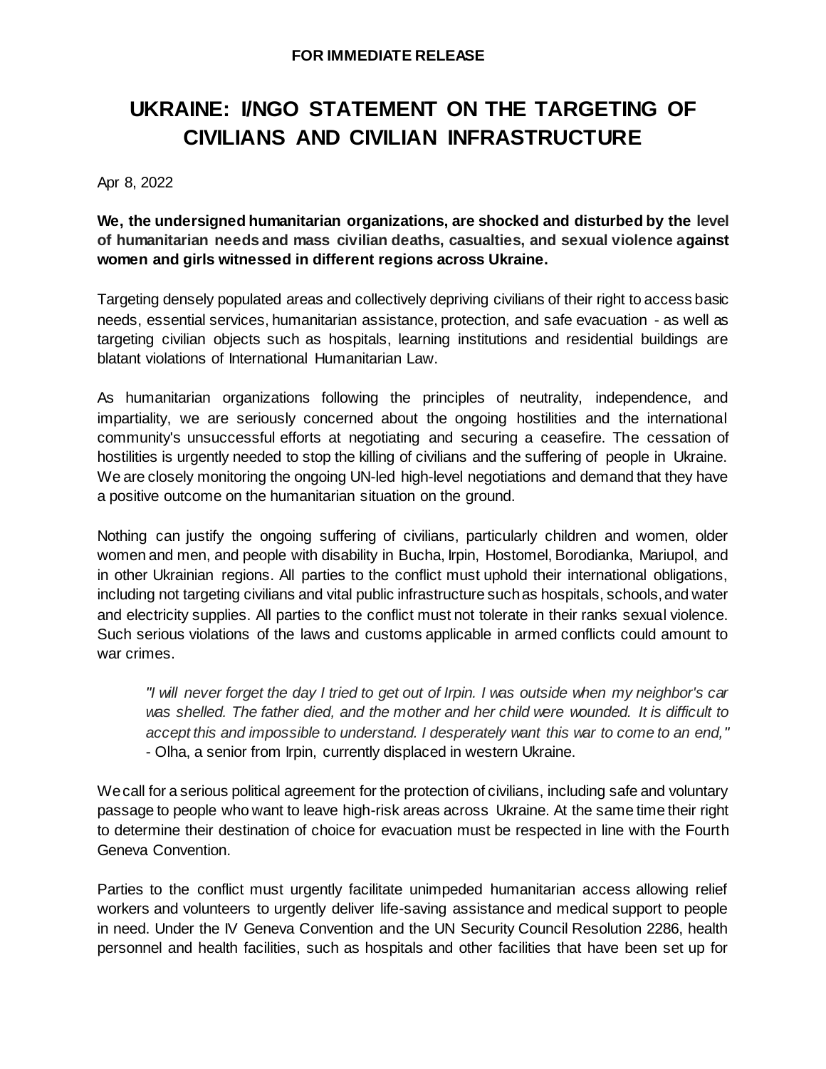**FOR IMMEDIATE RELEASE**

# UKRAINE: I/NGO STATEMENT ON THE TARGETING OF CIVILIANS AND CIVILIAN INFRASTRUCTURE

Apr 8, 2022

**We, the undersigned humanitarian organizations, are shocked and disturbed by the level of humanitarian needs and mass civilian deaths, casualties, and sexual violence against women and girls witnessed in different regions across Ukraine.**

Targeting densely populated areas and collectively depriving civilians of their right to access basic needs, essential services, humanitarian assistance, protection, and safe evacuation - as well as targeting civilian objects such as hospitals, learning institutions and residential buildings are blatant violations of International Humanitarian Law.

As humanitarian organizations following the principles of neutrality, independence, and impartiality, we are seriously concerned about the ongoing hostilities and the international community's unsuccessful efforts at negotiating and securing a ceasefire. The cessation of hostilities is urgently needed to stop the killing of civilians and the suffering of people in Ukraine. We are closely monitoring the ongoing UN-led high-level negotiations and demand that they have a positive outcome on the humanitarian situation on the ground.

Nothing can justify the ongoing suffering of civilians, particularly children and women, older women and men, and people with disability in Bucha, Irpin, Hostomel, Borodianka, Mariupol, and in other Ukrainian regions. All parties to the conflict must uphold their international obligations, including not targeting civilians and vital public infrastructure such as hospitals, schools, and water and electricity supplies. All parties to the conflict must not tolerate in their ranks sexual violence. Such serious violations of the laws and customs applicable in armed conflicts could amount to war crimes.

> *"I will never forget the day I tried to get out of Irpin. I was outside when my neighbor's car was shelled. The father died, and the mother and her child were wounded. It is difficult to accept this and impossible to understand. I desperately want this war to come to an end,"* - Olha, a senior from Irpin, currently displaced in western Ukraine.

We call for a serious political agreement for the protection of civilians, including safe and voluntary passage to people who want to leave high-risk areas across Ukraine. At the same time their right to determine their destination of choice for evacuation must be respected in line with the Fourth Geneva Convention.

Parties to the conflict must urgently facilitate unimpeded humanitarian access allowing relief workers and volunteers to urgently deliver life-saving assistance and medical support to people in need. Under the IV Geneva Convention and the UN Security Council Resolution 2286, health personnel and health facilities, such as hospitals and other facilities that have been set up for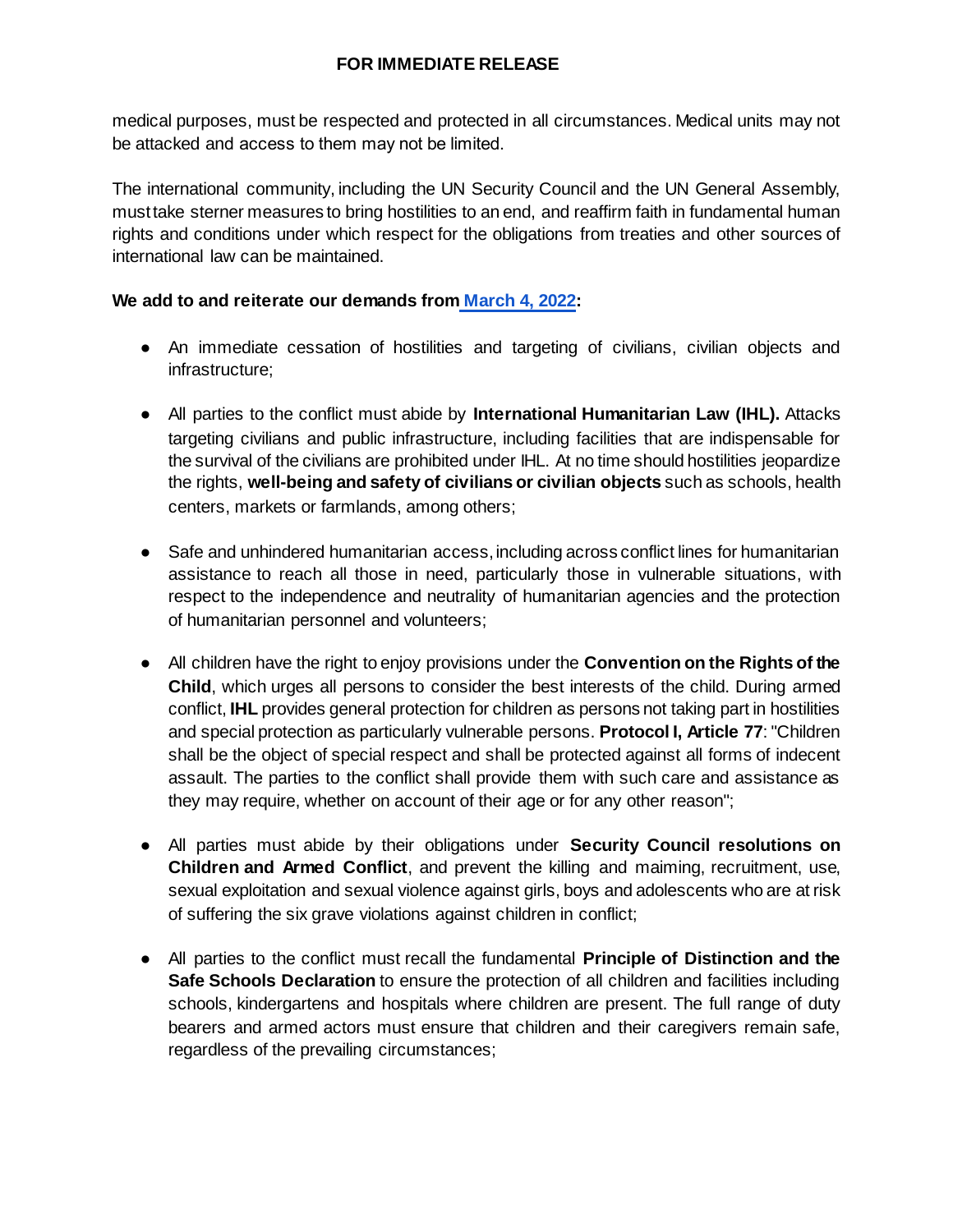medical purposes, must be respected and protected in all circumstances. Medical units may not be attacked and access to them may not be limited.

The international community, including the UN Security Council and the UN General Assembly, must take sterner measures to bring hostilities to an end, and reaffirm faith in fundamental human rights and conditions under which respect for the obligations from treaties and other sources of international law can be maintained.

**We add to and reiterate our demands from March 4, 2022:**

- An immediate cessation of hostilities and targeting of civilians, civilian objects and infrastructure;
- All parties to the conflict must abide by **International Humanitarian Law (IHL).** Attacks targeting civilians and public infrastructure, including facilities that are indispensable for the survival of the civilians are prohibited under IHL. At no time should hostilities jeopardize the rights, **well-being and safety of civilians or civilian objects** such as schools, health centers, markets or farmlands, among others;
- Safe and unhindered humanitarian access, including across conflict lines for humanitarian assistance to reach all those in need, particularly those in vulnerable situations, with respect to the independence and neutrality of humanitarian agencies and the protection of humanitarian personnel and volunteers;
- All children have the right to enjoy provisions under the **Convention on the Rights of the Child**, which urges all persons to consider the best interests of the child. During armed conflict, **IHL** provides general protection for children as persons not taking part in hostilities and special protection as particularly vulnerable persons. **Protocol I, Article 77**: "Children shall be the object of special respect and shall be protected against all forms of indecent assault. The parties to the conflict shall provide them with such care and assistance as they may require, whether on account of their age or for any other reason";
- All parties must abide by their obligations under **Security Council resolutions on Children and Armed Conflict**, and prevent the killing and maiming, recruitment, use, sexual exploitation and sexual violence against girls, boys and adolescents who are at risk of suffering the six grave violations against children in conflict;
- All parties to the conflict must recall the fundamental **Principle of Distinction and the Safe Schools Declaration** to ensure the protection of all children and facilities including schools, kindergartens and hospitals where children are present. The full range of duty bearers and armed actors must ensure that children and their caregivers remain safe, regardless of the prevailing circumstances;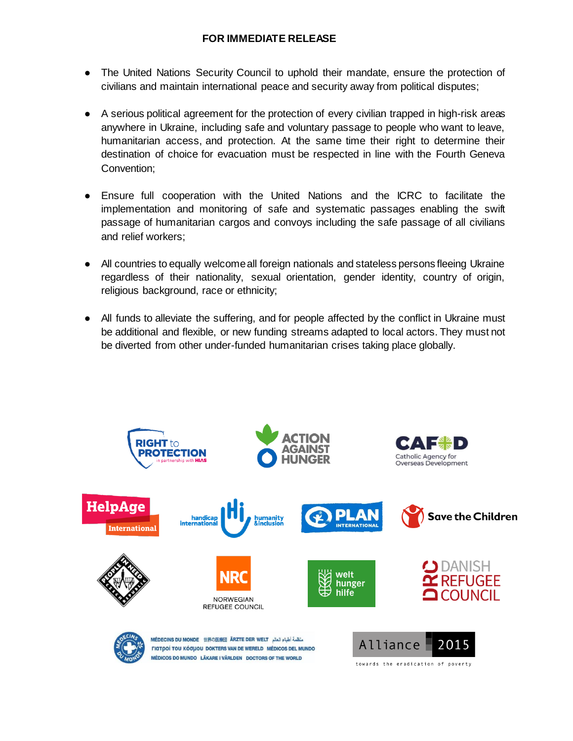**FOR IMMEDIATE RELEASE**

- The United Nations Security Council to uphold their mandate, ensure the protection of civilians and maintain international peace and security away from political disputes;

- A serious political agreement for the protection of every civilian trapped in high-risk areas anywhere in Ukraine, including safe and voluntary passage to people who want to leave, humanitarian access, and protection. At the same time their right to determine their destination of choice for evacuation must be respected in line with the Fourth Geneva Convention;

- Ensure full cooperation with the United Nations and the ICRC to facilitate the implementation and monitoring of safe and systematic passages enabling the swift passage of humanitarian cargos and convoys including the safe passage of all civilians and relief workers;

- All countries to equally welcome all foreign nationals and stateless persons fleeing Ukraine regardless of their nationality, sexual orientation, gender identity, country of origin, religious background, race or ethnicity;

- All funds to alleviate the suffering, and for people affected by the conflict in Ukraine must be additional and flexible, or new funding streams adapted to local actors. They must not be diverted from other under-funded humanitarian crises taking place globally.

RIGHT to PROTECTION in partnership with HIAS

ACTION AGAINST HUNGER

CAFOD Catholic Agency for Overseas Development

HelpAge International

handicap international humanity &inclusion

PLAN INTERNATIONAL

Save the Children

PEOPLE IN NEED

NRC NORWEGIAN REFUGEE COUNCIL

welt hunger hilfe

DRC DANISH REFUGEE COUNCIL

MÉDECINS DU MONDE 世界の医療団 ÄRZTE DER WELT منظمة أطباء العالم ΓΙΑΤΡΟΙ ΤΟΥ ΚΟΣΜΟΥ DOKTERS VAN DE WERELD MÉDICOS DEL MUNDO MÉDICOS DO MUNDO LÄKARE I VÄRLDEN DOCTORS OF THE WORLD

Alliance 2015 towards the eradication of poverty